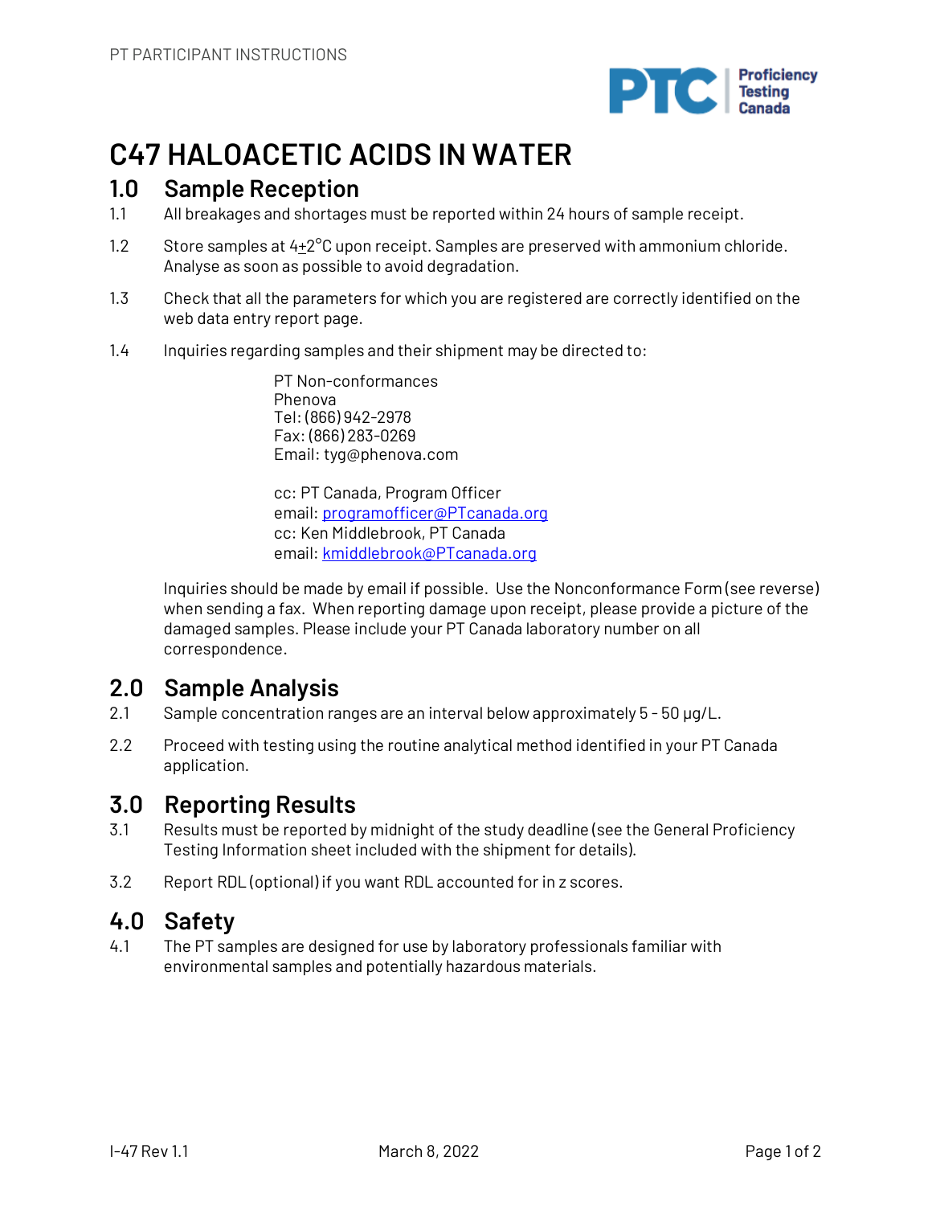# C47 HALOACETIC ACIDS IN WATER

## 1.0 Sample Reception

1.1 All breakages and shortages must be reported within 24 hours of sample receipt.

1.2 Store samples at 4±2°C upon receipt. Samples are preserved with ammonium chloride. Analyse as soon as possible to avoid degradation.

1.3 Check that all the parameters for which you are registered are correctly identified on the web data entry report page.

1.4 Inquiries regarding samples and their shipment may be directed to:

PT Non-conformances  
Phenova  
Tel: (866) 942-2978  
Fax: (866) 283-0269  
Email: tyg@phenova.com

cc: PT Canada, Program Officer  
email: programofficer@PTcanada.org  
cc: Ken Middlebrook, PT Canada  
email: kmiddlebrook@PTcanada.org

Inquiries should be made by email if possible. Use the Nonconformance Form (see reverse) when sending a fax. When reporting damage upon receipt, please provide a picture of the damaged samples. Please include your PT Canada laboratory number on all correspondence.

## 2.0 Sample Analysis

2.1 Sample concentration ranges are an interval below approximately 5 - 50 µg/L.

2.2 Proceed with testing using the routine analytical method identified in your PT Canada application.

## 3.0 Reporting Results

3.1 Results must be reported by midnight of the study deadline (see the General Proficiency Testing Information sheet included with the shipment for details).

3.2 Report RDL (optional) if you want RDL accounted for in z scores.

## 4.0 Safety

4.1 The PT samples are designed for use by laboratory professionals familiar with environmental samples and potentially hazardous materials.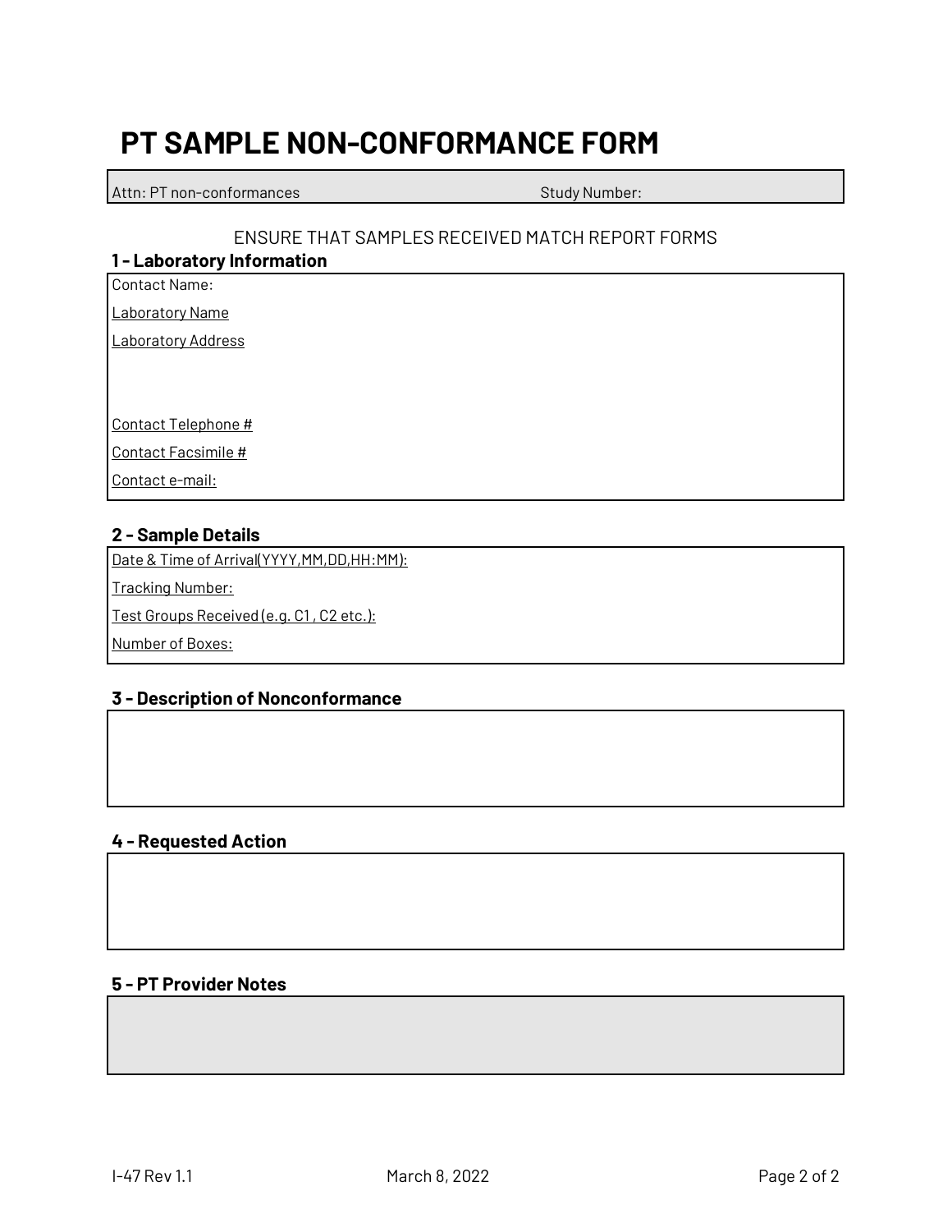# PT SAMPLE NON-CONFORMANCE FORM

Attn: PT non-conformances    Study Number:

ENSURE THAT SAMPLES RECEIVED MATCH REPORT FORMS

### 1 - Laboratory Information

Contact Name:

Laboratory Name

Laboratory Address

Contact Telephone #

Contact Facsimile #

Contact e-mail:

### 2 - Sample Details

Date & Time of Arrival(YYYY,MM,DD,HH:MM):

Tracking Number:

Test Groups Received (e.g. C1 , C2 etc.):

Number of Boxes:

### 3 - Description of Nonconformance

### 4 - Requested Action

### 5 - PT Provider Notes

I-47 Rev 1.1    March 8, 2022